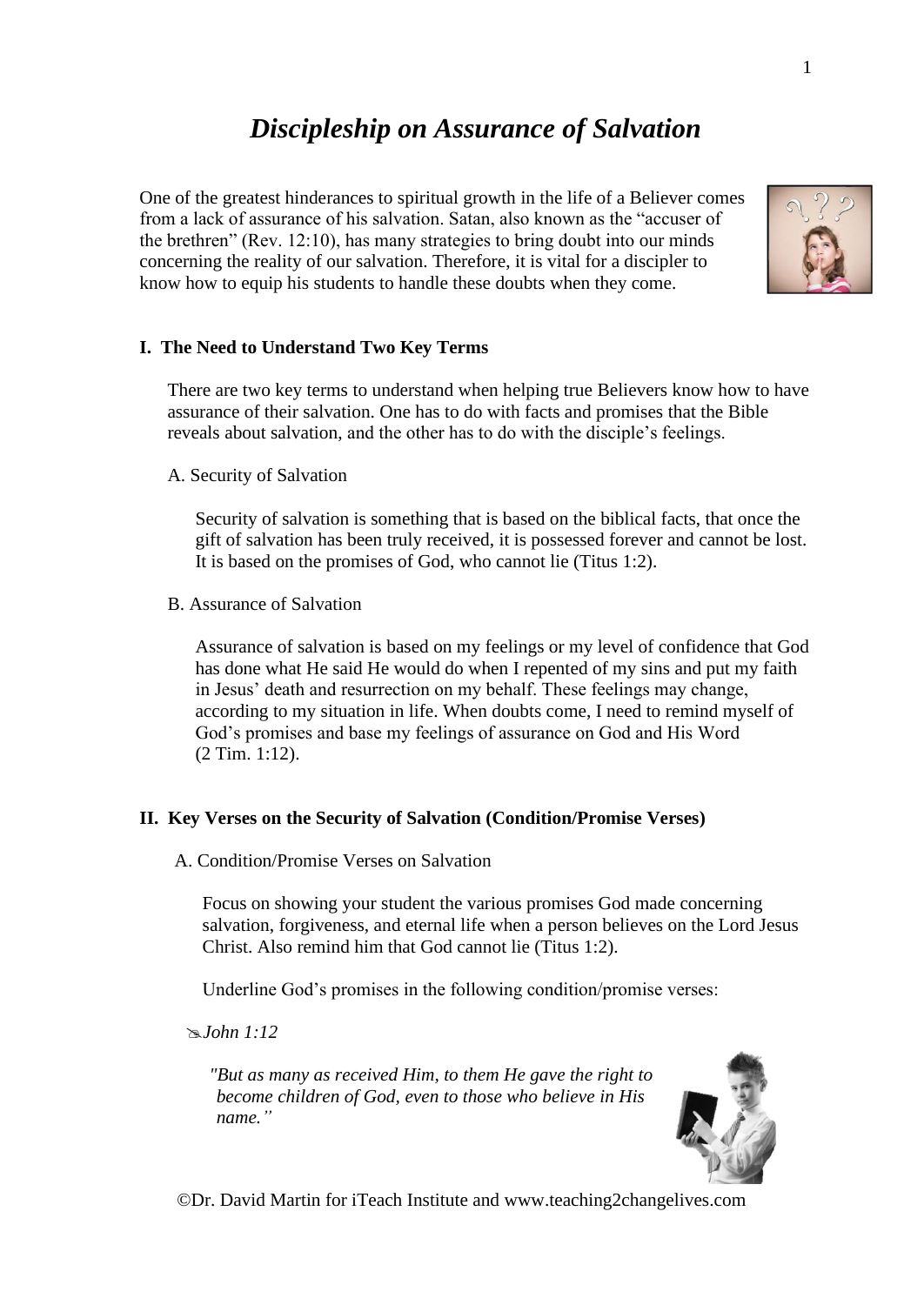# *Discipleship on Assurance of Salvation*

One of the greatest hinderances to spiritual growth in the life of a Believer comes from a lack of assurance of his salvation. Satan, also known as the "accuser of the brethren" (Rev. 12:10), has many strategies to bring doubt into our minds concerning the reality of our salvation. Therefore, it is vital for a discipler to know how to equip his students to handle these doubts when they come.

## I. The Need to Understand Two Key Terms

There are two key terms to understand when helping true Believers know how to have assurance of their salvation. One has to do with facts and promises that the Bible reveals about salvation, and the other has to do with the disciple's feelings.

### A. Security of Salvation

Security of salvation is something that is based on the biblical facts, that once the gift of salvation has been truly received, it is possessed forever and cannot be lost. It is based on the promises of God, who cannot lie (Titus 1:2).

### B. Assurance of Salvation

Assurance of salvation is based on my feelings or my level of confidence that God has done what He said He would do when I repented of my sins and put my faith in Jesus' death and resurrection on my behalf. These feelings may change, according to my situation in life. When doubts come, I need to remind myself of God's promises and base my feelings of assurance on God and His Word (2 Tim. 1:12).

## II. Key Verses on the Security of Salvation (Condition/Promise Verses)

### A. Condition/Promise Verses on Salvation

Focus on showing your student the various promises God made concerning salvation, forgiveness, and eternal life when a person believes on the Lord Jesus Christ. Also remind him that God cannot lie (Titus 1:2).

Underline God's promises in the following condition/promise verses:

✎ *John 1:12*

*"But as many as received Him, to them He gave the right to become children of God, even to those who believe in His name."*

©Dr. David Martin for iTeach Institute and www.teaching2changelives.com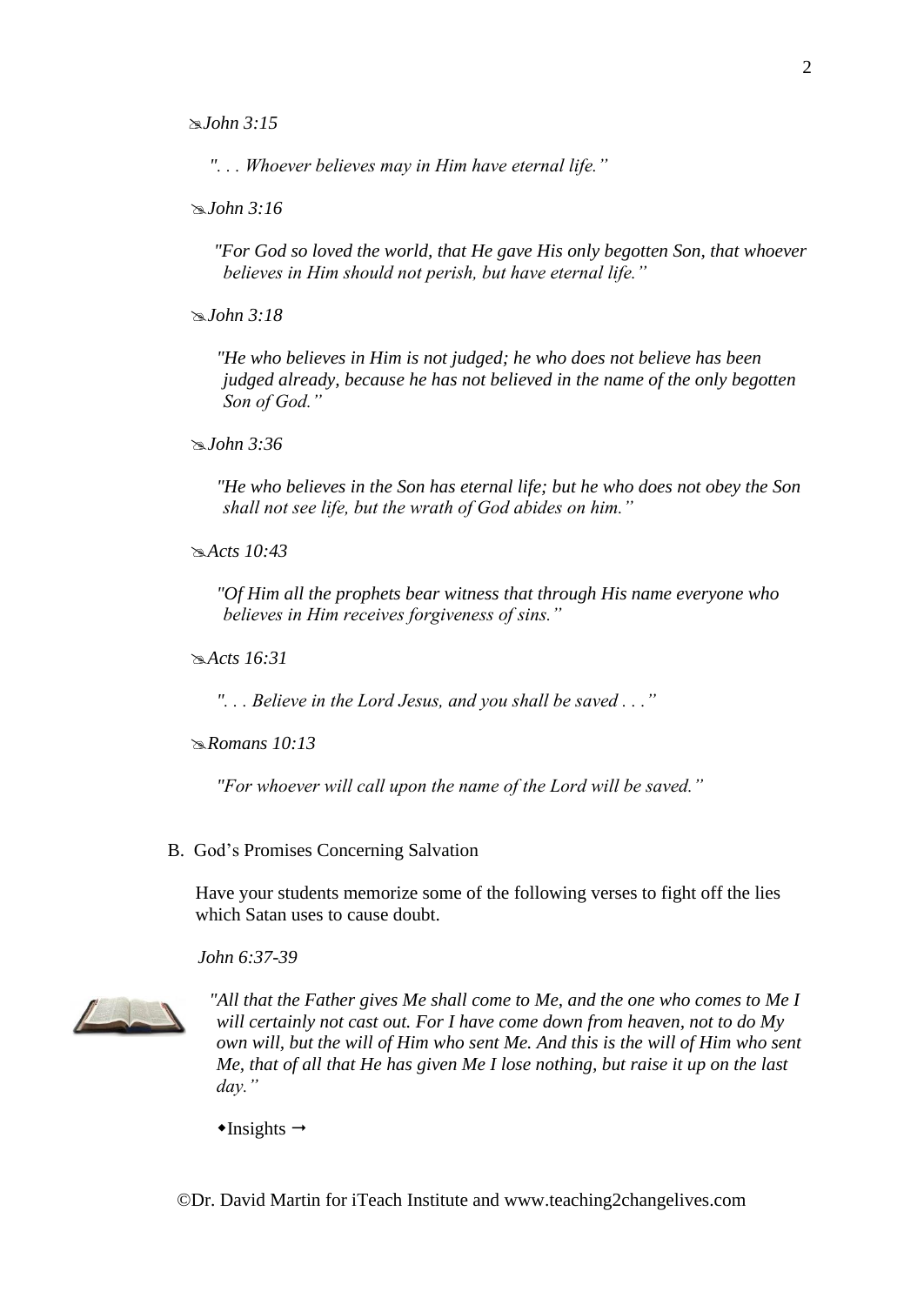*John 3:15*

*". . . Whoever believes may in Him have eternal life."*

*John 3:16*

*"For God so loved the world, that He gave His only begotten Son, that whoever believes in Him should not perish, but have eternal life."*

*John 3:18*

*"He who believes in Him is not judged; he who does not believe has been judged already, because he has not believed in the name of the only begotten Son of God."*

*John 3:36*

*"He who believes in the Son has eternal life; but he who does not obey the Son shall not see life, but the wrath of God abides on him."*

*Acts 10:43*

*"Of Him all the prophets bear witness that through His name everyone who believes in Him receives forgiveness of sins."*

*Acts 16:31*

*". . . Believe in the Lord Jesus, and you shall be saved . . ."*

*Romans 10:13*

*"For whoever will call upon the name of the Lord will be saved."*

B. God's Promises Concerning Salvation

Have your students memorize some of the following verses to fight off the lies which Satan uses to cause doubt.

*John 6:37-39*

*"All that the Father gives Me shall come to Me, and the one who comes to Me I will certainly not cast out. For I have come down from heaven, not to do My own will, but the will of Him who sent Me. And this is the will of Him who sent Me, that of all that He has given Me I lose nothing, but raise it up on the last day."*

◆Insights →

©Dr. David Martin for iTeach Institute and www.teaching2changelives.com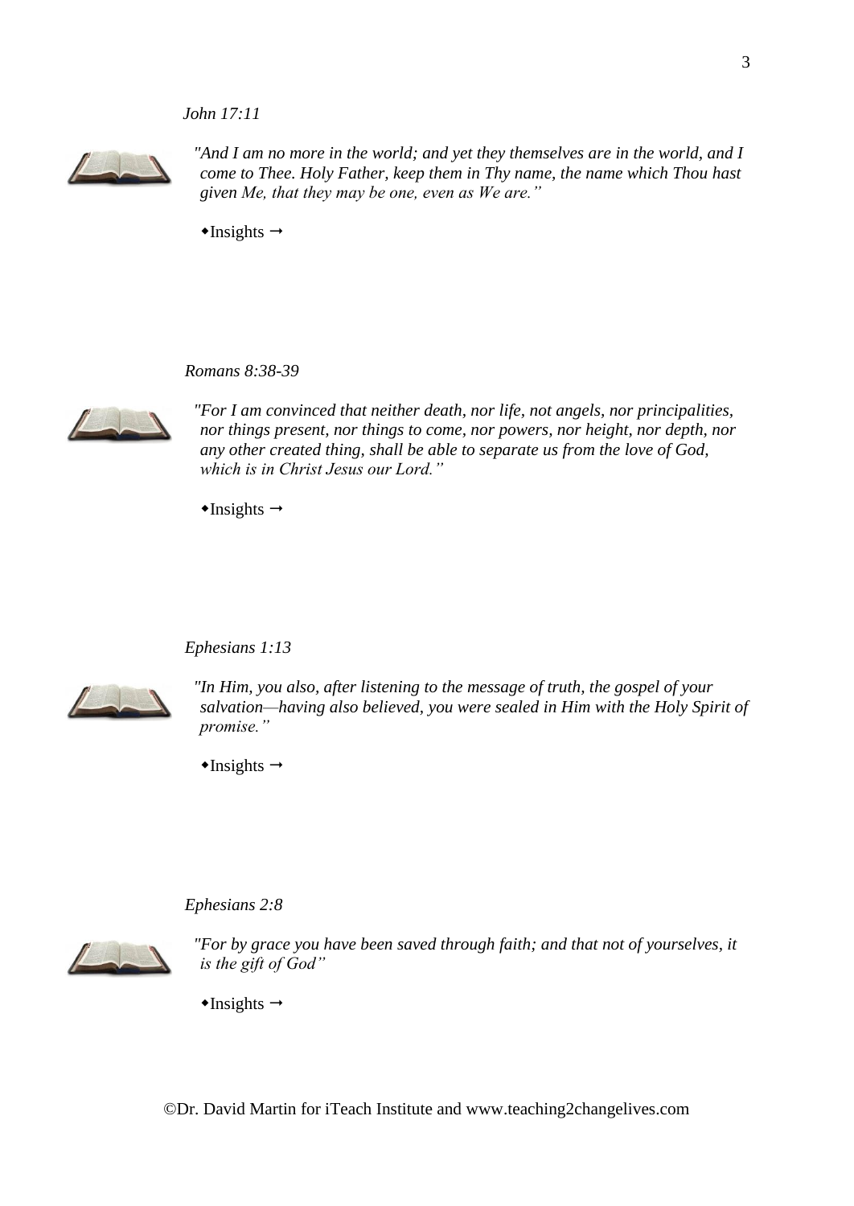*John 17:11*

*"And I am no more in the world; and yet they themselves are in the world, and I come to Thee. Holy Father, keep them in Thy name, the name which Thou hast given Me, that they may be one, even as We are."*

◆Insights →

*Romans 8:38-39*

*"For I am convinced that neither death, nor life, not angels, nor principalities, nor things present, nor things to come, nor powers, nor height, nor depth, nor any other created thing, shall be able to separate us from the love of God, which is in Christ Jesus our Lord."*

◆Insights →

*Ephesians 1:13*

*"In Him, you also, after listening to the message of truth, the gospel of your salvation—having also believed, you were sealed in Him with the Holy Spirit of promise."*

◆Insights →

*Ephesians 2:8*

*"For by grace you have been saved through faith; and that not of yourselves, it is the gift of God"*

◆Insights →

©Dr. David Martin for iTeach Institute and www.teaching2changelives.com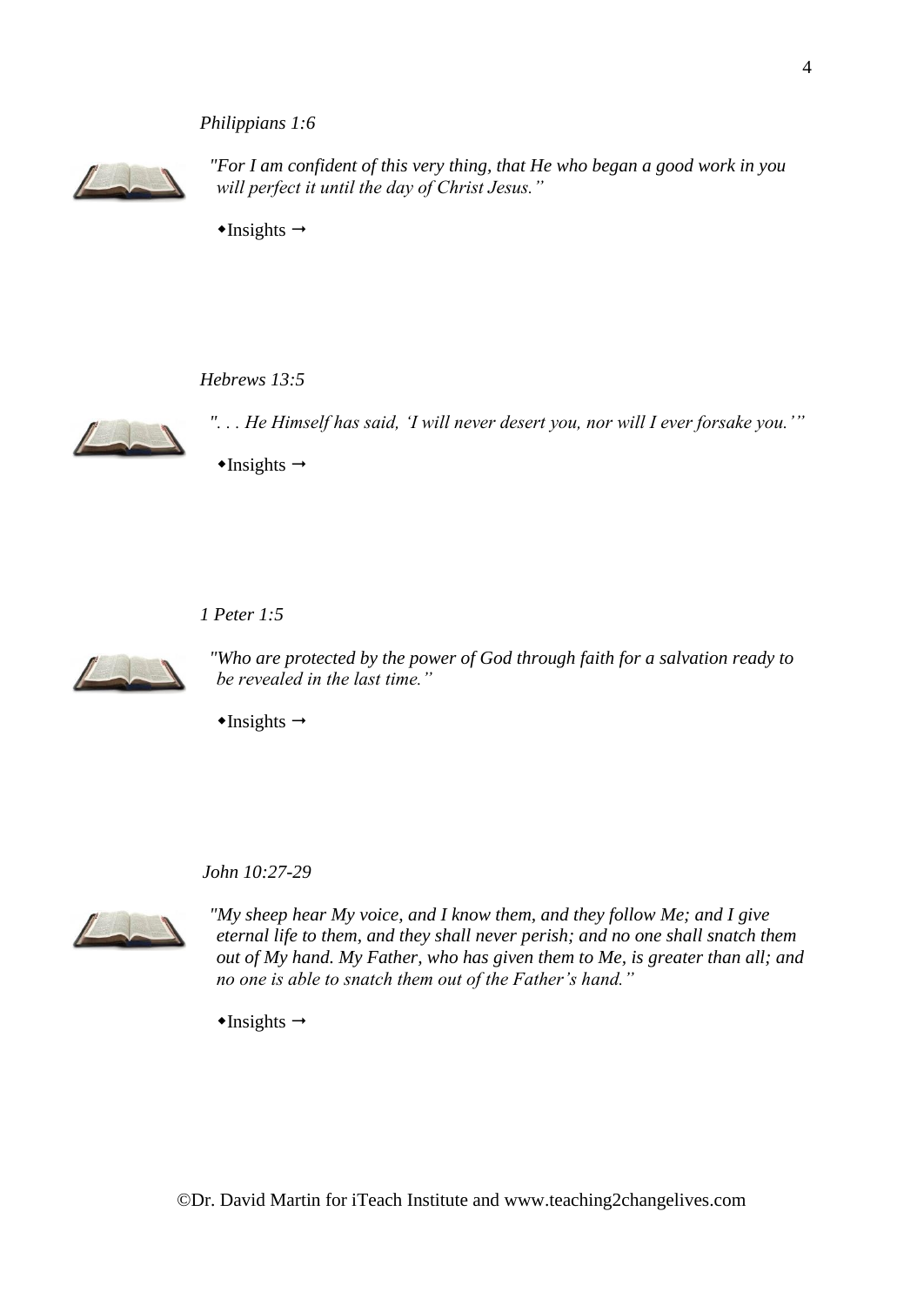*Philippians 1:6*

*"For I am confident of this very thing, that He who began a good work in you will perfect it until the day of Christ Jesus."*

◆Insights →

*Hebrews 13:5*

*". . . He Himself has said, 'I will never desert you, nor will I ever forsake you.'"*

◆Insights →

*1 Peter 1:5*

*"Who are protected by the power of God through faith for a salvation ready to be revealed in the last time."*

◆Insights →

*John 10:27-29*

*"My sheep hear My voice, and I know them, and they follow Me; and I give eternal life to them, and they shall never perish; and no one shall snatch them out of My hand. My Father, who has given them to Me, is greater than all; and no one is able to snatch them out of the Father's hand."*

◆Insights →

©Dr. David Martin for iTeach Institute and www.teaching2changelives.com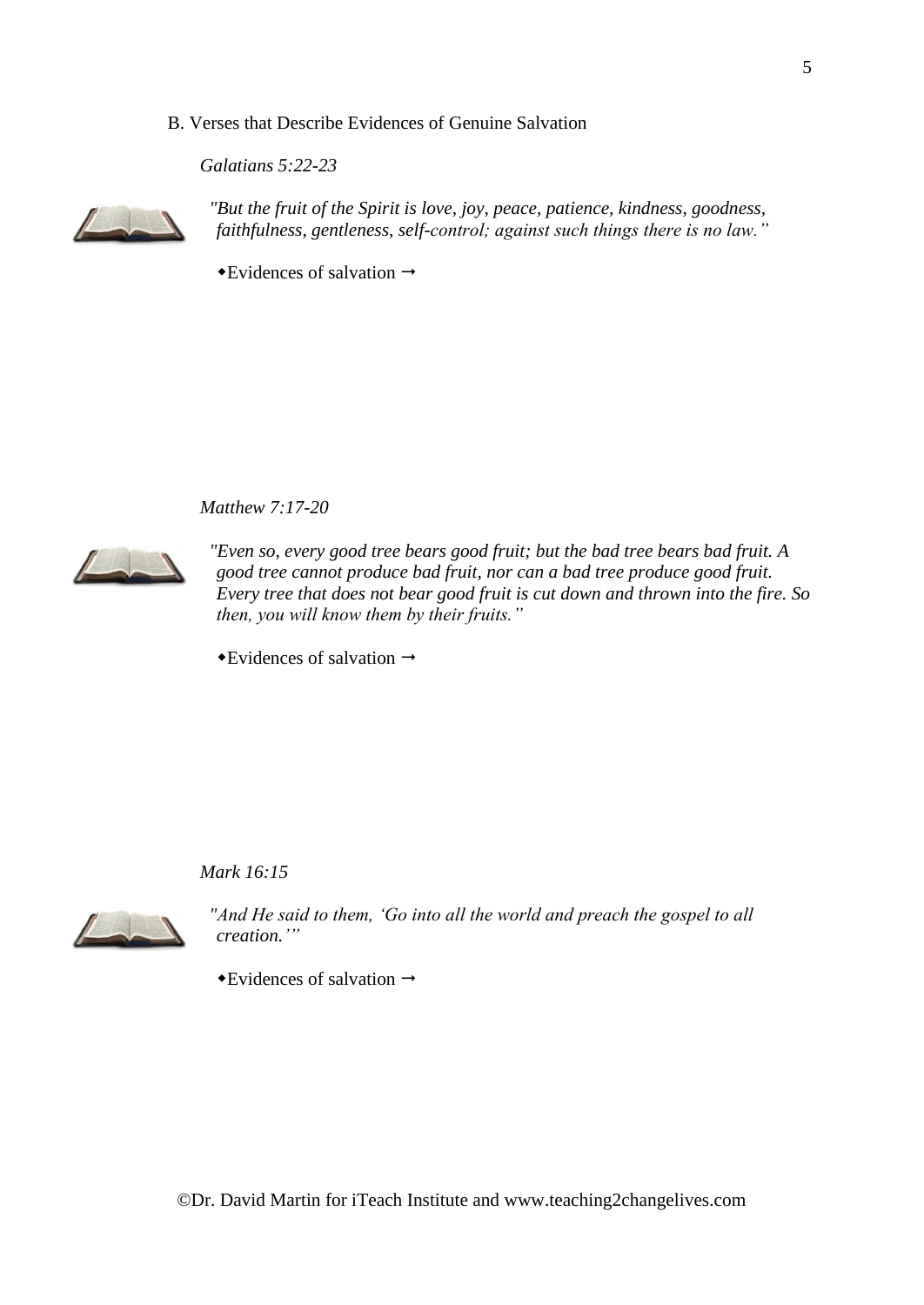B. Verses that Describe Evidences of Genuine Salvation

*Galatians 5:22-23*

*"But the fruit of the Spirit is love, joy, peace, patience, kindness, goodness, faithfulness, gentleness, self-control; against such things there is no law."*

◆Evidences of salvation →

*Matthew 7:17-20*

*"Even so, every good tree bears good fruit; but the bad tree bears bad fruit. A good tree cannot produce bad fruit, nor can a bad tree produce good fruit. Every tree that does not bear good fruit is cut down and thrown into the fire. So then, you will know them by their fruits."*

◆Evidences of salvation →

*Mark 16:15*

*"And He said to them, 'Go into all the world and preach the gospel to all creation.'"*

◆Evidences of salvation →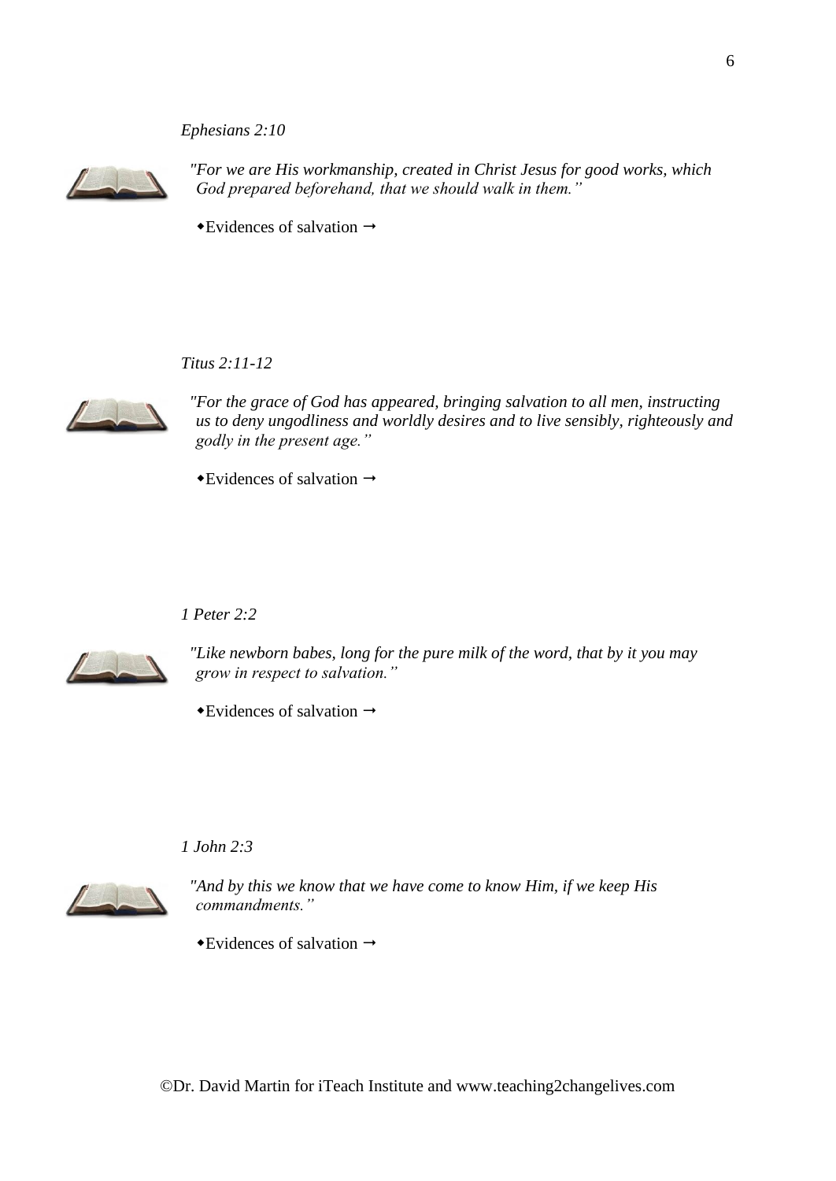*Ephesians 2:10*

*"For we are His workmanship, created in Christ Jesus for good works, which God prepared beforehand, that we should walk in them."*

- Evidences of salvation →

*Titus 2:11-12*

*"For the grace of God has appeared, bringing salvation to all men, instructing us to deny ungodliness and worldly desires and to live sensibly, righteously and godly in the present age."*

- Evidences of salvation →

*1 Peter 2:2*

*"Like newborn babes, long for the pure milk of the word, that by it you may grow in respect to salvation."*

- Evidences of salvation →

*1 John 2:3*

*"And by this we know that we have come to know Him, if we keep His commandments."*

- Evidences of salvation →

©Dr. David Martin for iTeach Institute and www.teaching2changelives.com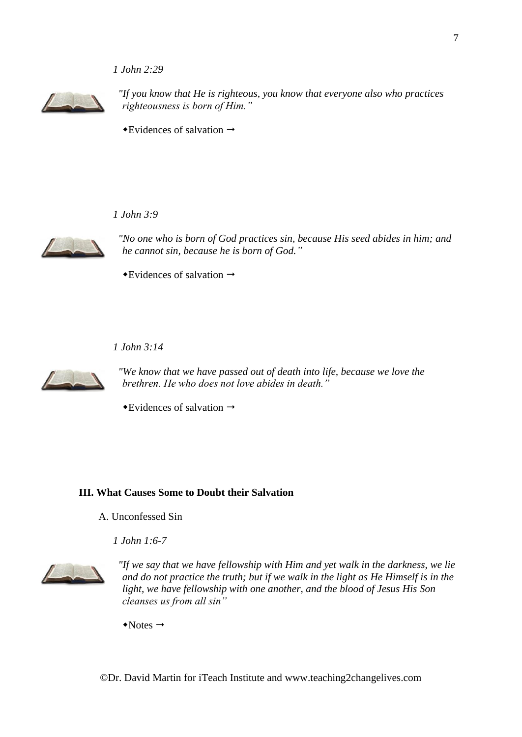*1 John 2:29*

*"If you know that He is righteous, you know that everyone also who practices righteousness is born of Him."*

◆Evidences of salvation →

*1 John 3:9*

*"No one who is born of God practices sin, because His seed abides in him; and he cannot sin, because he is born of God."*

◆Evidences of salvation →

*1 John 3:14*

*"We know that we have passed out of death into life, because we love the brethren. He who does not love abides in death."*

◆Evidences of salvation →

**III. What Causes Some to Doubt their Salvation**

A. Unconfessed Sin

*1 John 1:6-7*

*"If we say that we have fellowship with Him and yet walk in the darkness, we lie and do not practice the truth; but if we walk in the light as He Himself is in the light, we have fellowship with one another, and the blood of Jesus His Son cleanses us from all sin"*

◆Notes →

©Dr. David Martin for iTeach Institute and www.teaching2changelives.com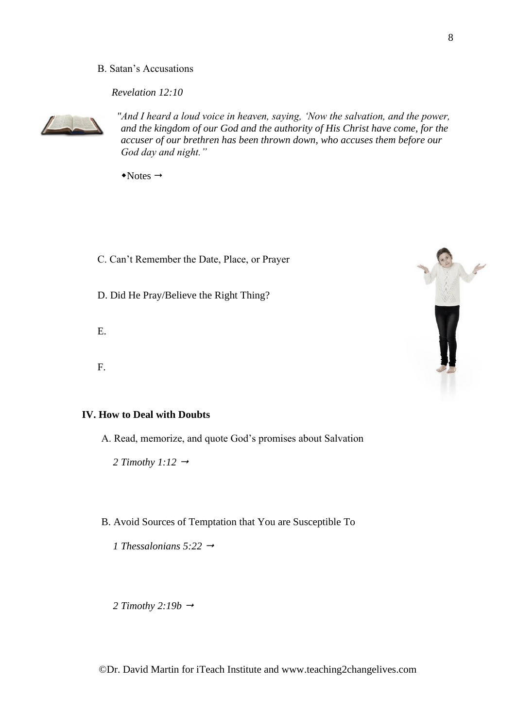B. Satan's Accusations

*Revelation 12:10*

*"And I heard a loud voice in heaven, saying, 'Now the salvation, and the power, and the kingdom of our God and the authority of His Christ have come, for the accuser of our brethren has been thrown down, who accuses them before our God day and night."*

⬩Notes →

C. Can't Remember the Date, Place, or Prayer

D. Did He Pray/Believe the Right Thing?

E.

F.

**IV. How to Deal with Doubts**

A. Read, memorize, and quote God's promises about Salvation

*2 Timothy 1:12* →

B. Avoid Sources of Temptation that You are Susceptible To

*1 Thessalonians 5:22* →

*2 Timothy 2:19b* →

©Dr. David Martin for iTeach Institute and www.teaching2changelives.com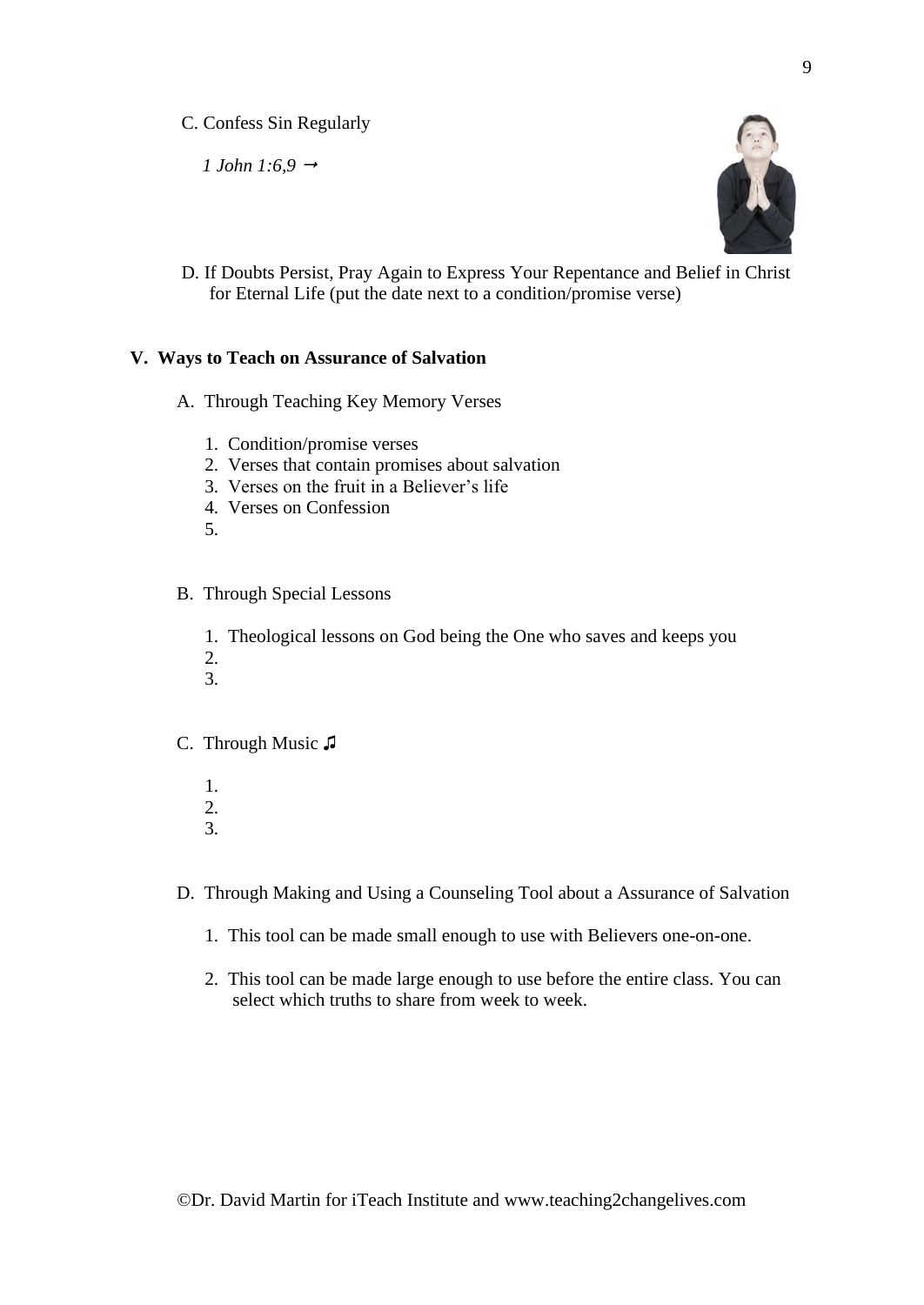C. Confess Sin Regularly

*1 John 1:6,9* →

D. If Doubts Persist, Pray Again to Express Your Repentance and Belief in Christ for Eternal Life (put the date next to a condition/promise verse)

## V. Ways to Teach on Assurance of Salvation

A. Through Teaching Key Memory Verses

1. Condition/promise verses
2. Verses that contain promises about salvation
3. Verses on the fruit in a Believer's life
4. Verses on Confession
5. 

B. Through Special Lessons

1. Theological lessons on God being the One who saves and keeps you
2. 
3. 

C. Through Music ♫

1. 
2. 
3. 

D. Through Making and Using a Counseling Tool about a Assurance of Salvation

1. This tool can be made small enough to use with Believers one-on-one.

2. This tool can be made large enough to use before the entire class. You can select which truths to share from week to week.

©Dr. David Martin for iTeach Institute and www.teaching2changelives.com